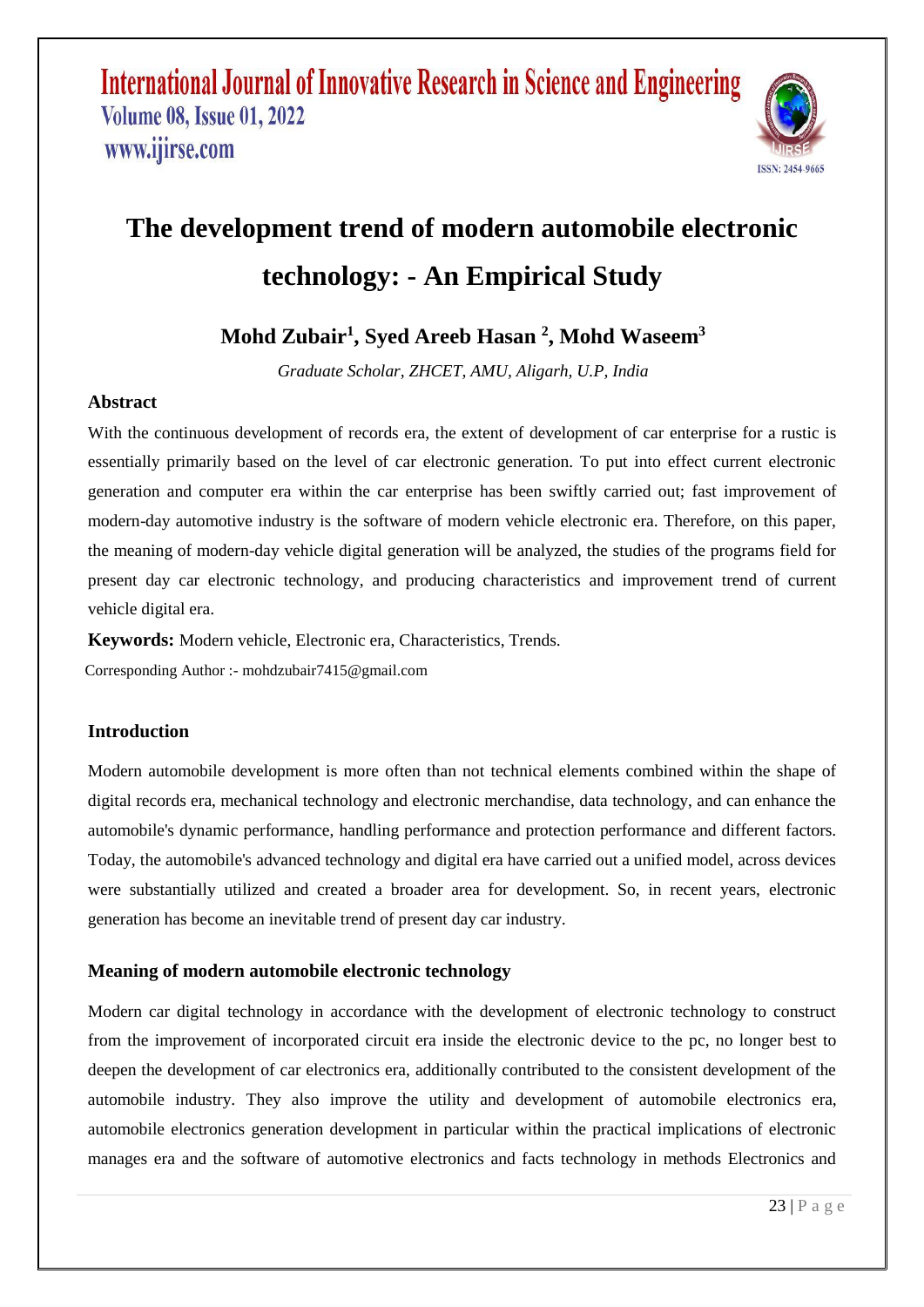# The development trend of modern automobile electronic technology: - An Empirical Study

**Mohd Zubair[1], Syed Areeb Hasan [2], Mohd Waseem[3]**

*Graduate Scholar, ZHCET, AMU, Aligarh, U.P, India*

## Abstract

With the continuous development of records era, the extent of development of car enterprise for a rustic is essentially primarily based on the level of car electronic generation. To put into effect current electronic generation and computer era within the car enterprise has been swiftly carried out; fast improvement of modern-day automotive industry is the software of modern vehicle electronic era. Therefore, on this paper, the meaning of modern-day vehicle digital generation will be analyzed, the studies of the programs field for present day car electronic technology, and producing characteristics and improvement trend of current vehicle digital era.

**Keywords:** Modern vehicle, Electronic era, Characteristics, Trends.

Corresponding Author :- mohdzubair7415@gmail.com

## Introduction

Modern automobile development is more often than not technical elements combined within the shape of digital records era, mechanical technology and electronic merchandise, data technology, and can enhance the automobile's dynamic performance, handling performance and protection performance and different factors. Today, the automobile's advanced technology and digital era have carried out a unified model, across devices were substantially utilized and created a broader area for development. So, in recent years, electronic generation has become an inevitable trend of present day car industry.

## Meaning of modern automobile electronic technology

Modern car digital technology in accordance with the development of electronic technology to construct from the improvement of incorporated circuit era inside the electronic device to the pc, no longer best to deepen the development of car electronics era, additionally contributed to the consistent development of the automobile industry. They also improve the utility and development of automobile electronics era, automobile electronics generation development in particular within the practical implications of electronic manages era and the software of automotive electronics and facts technology in methods Electronics and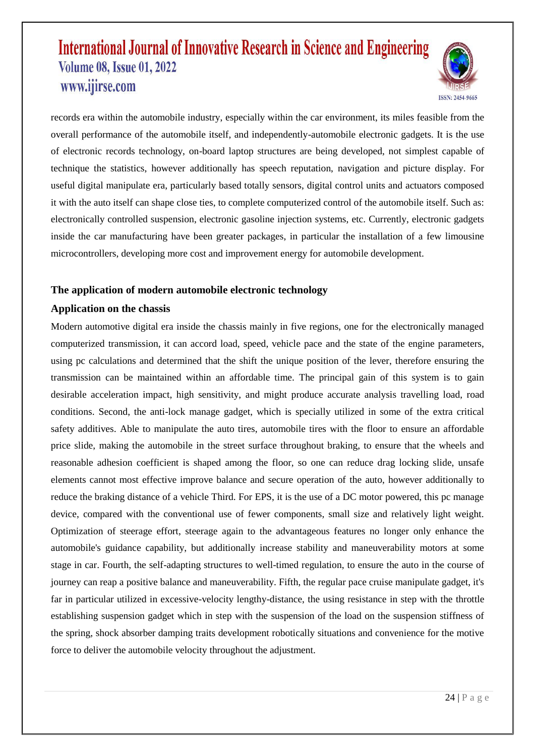records era within the automobile industry, especially within the car environment, its miles feasible from the overall performance of the automobile itself, and independently-automobile electronic gadgets. It is the use of electronic records technology, on-board laptop structures are being developed, not simplest capable of technique the statistics, however additionally has speech reputation, navigation and picture display. For useful digital manipulate era, particularly based totally sensors, digital control units and actuators composed it with the auto itself can shape close ties, to complete computerized control of the automobile itself. Such as: electronically controlled suspension, electronic gasoline injection systems, etc. Currently, electronic gadgets inside the car manufacturing have been greater packages, in particular the installation of a few limousine microcontrollers, developing more cost and improvement energy for automobile development.

## The application of modern automobile electronic technology

### Application on the chassis

Modern automotive digital era inside the chassis mainly in five regions, one for the electronically managed computerized transmission, it can accord load, speed, vehicle pace and the state of the engine parameters, using pc calculations and determined that the shift the unique position of the lever, therefore ensuring the transmission can be maintained within an affordable time. The principal gain of this system is to gain desirable acceleration impact, high sensitivity, and might produce accurate analysis travelling load, road conditions. Second, the anti-lock manage gadget, which is specially utilized in some of the extra critical safety additives. Able to manipulate the auto tires, automobile tires with the floor to ensure an affordable price slide, making the automobile in the street surface throughout braking, to ensure that the wheels and reasonable adhesion coefficient is shaped among the floor, so one can reduce drag locking slide, unsafe elements cannot most effective improve balance and secure operation of the auto, however additionally to reduce the braking distance of a vehicle Third. For EPS, it is the use of a DC motor powered, this pc manage device, compared with the conventional use of fewer components, small size and relatively light weight. Optimization of steerage effort, steerage again to the advantageous features no longer only enhance the automobile's guidance capability, but additionally increase stability and maneuverability motors at some stage in car. Fourth, the self-adapting structures to well-timed regulation, to ensure the auto in the course of journey can reap a positive balance and maneuverability. Fifth, the regular pace cruise manipulate gadget, it's far in particular utilized in excessive-velocity lengthy-distance, the using resistance in step with the throttle establishing suspension gadget which in step with the suspension of the load on the suspension stiffness of the spring, shock absorber damping traits development robotically situations and convenience for the motive force to deliver the automobile velocity throughout the adjustment.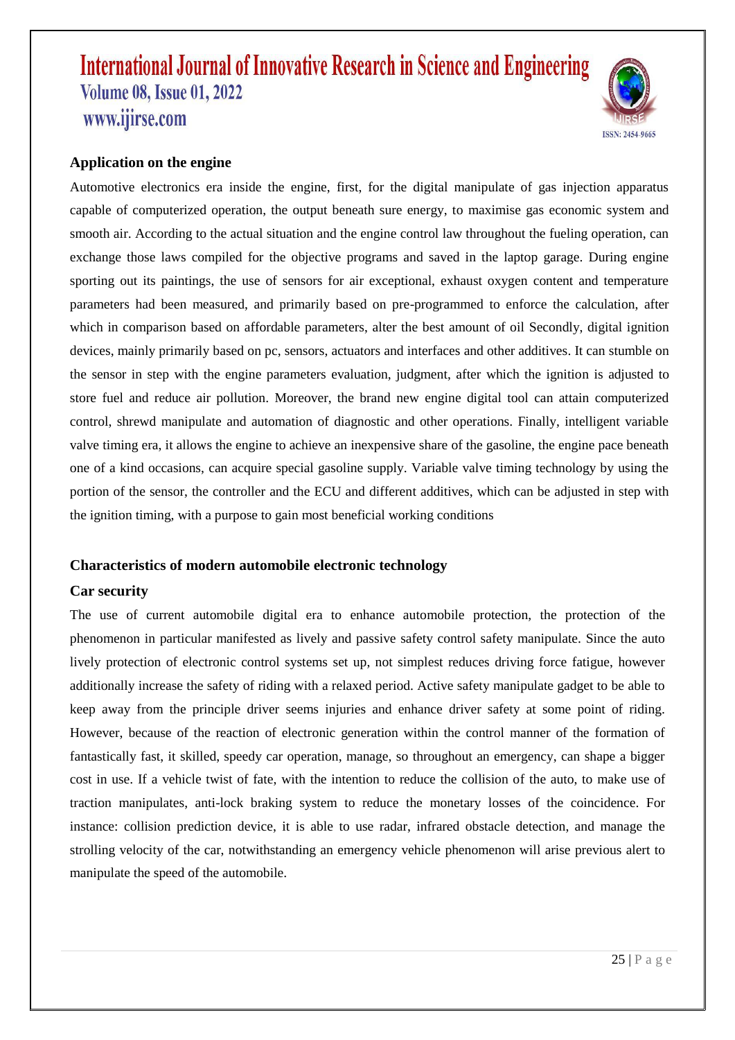**Application on the engine**

Automotive electronics era inside the engine, first, for the digital manipulate of gas injection apparatus capable of computerized operation, the output beneath sure energy, to maximise gas economic system and smooth air. According to the actual situation and the engine control law throughout the fueling operation, can exchange those laws compiled for the objective programs and saved in the laptop garage. During engine sporting out its paintings, the use of sensors for air exceptional, exhaust oxygen content and temperature parameters had been measured, and primarily based on pre-programmed to enforce the calculation, after which in comparison based on affordable parameters, alter the best amount of oil Secondly, digital ignition devices, mainly primarily based on pc, sensors, actuators and interfaces and other additives. It can stumble on the sensor in step with the engine parameters evaluation, judgment, after which the ignition is adjusted to store fuel and reduce air pollution. Moreover, the brand new engine digital tool can attain computerized control, shrewd manipulate and automation of diagnostic and other operations. Finally, intelligent variable valve timing era, it allows the engine to achieve an inexpensive share of the gasoline, the engine pace beneath one of a kind occasions, can acquire special gasoline supply. Variable valve timing technology by using the portion of the sensor, the controller and the ECU and different additives, which can be adjusted in step with the ignition timing, with a purpose to gain most beneficial working conditions

**Characteristics of modern automobile electronic technology**

**Car security**

The use of current automobile digital era to enhance automobile protection, the protection of the phenomenon in particular manifested as lively and passive safety control safety manipulate. Since the auto lively protection of electronic control systems set up, not simplest reduces driving force fatigue, however additionally increase the safety of riding with a relaxed period. Active safety manipulate gadget to be able to keep away from the principle driver seems injuries and enhance driver safety at some point of riding. However, because of the reaction of electronic generation within the control manner of the formation of fantastically fast, it skilled, speedy car operation, manage, so throughout an emergency, can shape a bigger cost in use. If a vehicle twist of fate, with the intention to reduce the collision of the auto, to make use of traction manipulates, anti-lock braking system to reduce the monetary losses of the coincidence. For instance: collision prediction device, it is able to use radar, infrared obstacle detection, and manage the strolling velocity of the car, notwithstanding an emergency vehicle phenomenon will arise previous alert to manipulate the speed of the automobile.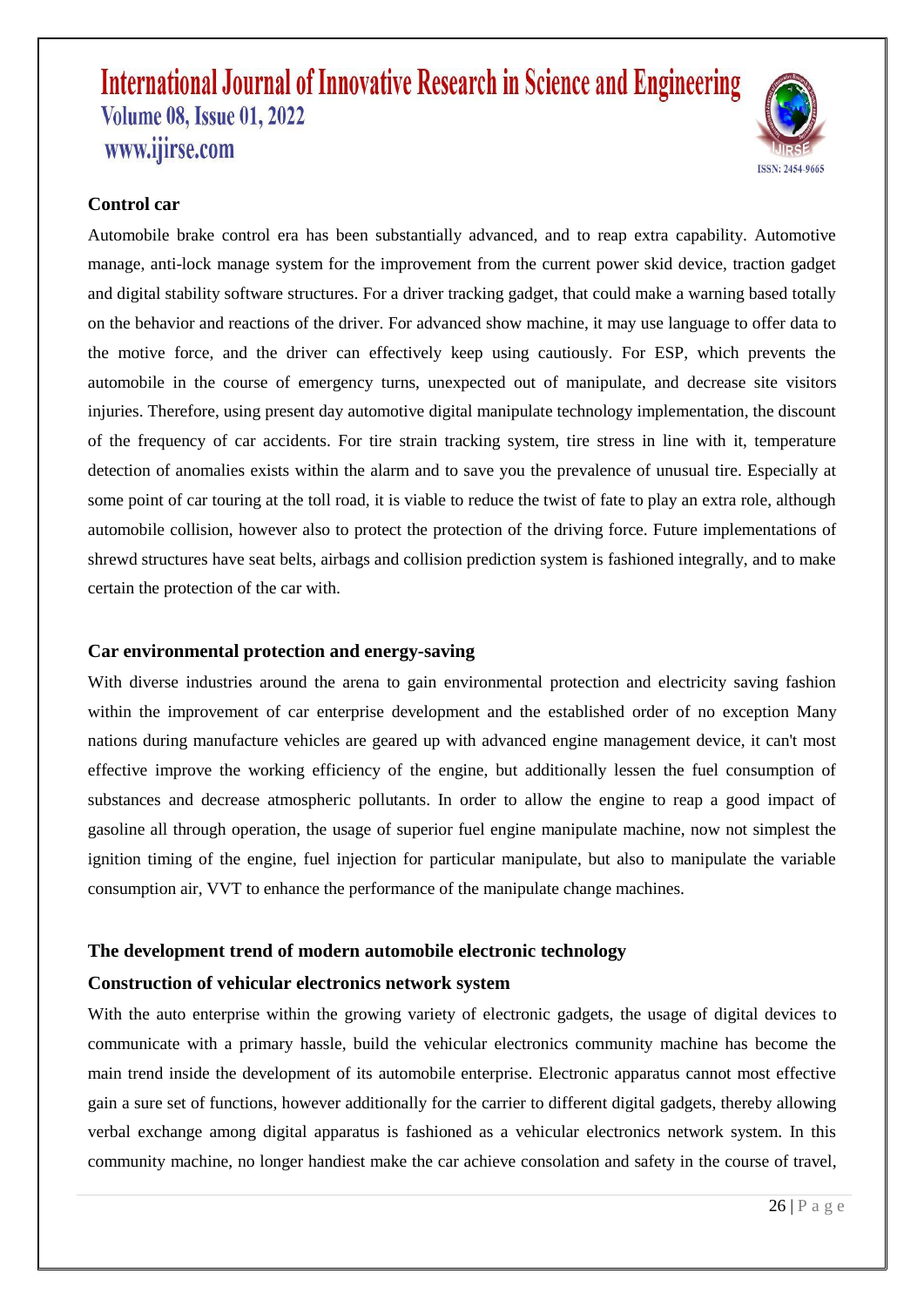### Control car

Automobile brake control era has been substantially advanced, and to reap extra capability. Automotive manage, anti-lock manage system for the improvement from the current power skid device, traction gadget and digital stability software structures. For a driver tracking gadget, that could make a warning based totally on the behavior and reactions of the driver. For advanced show machine, it may use language to offer data to the motive force, and the driver can effectively keep using cautiously. For ESP, which prevents the automobile in the course of emergency turns, unexpected out of manipulate, and decrease site visitors injuries. Therefore, using present day automotive digital manipulate technology implementation, the discount of the frequency of car accidents. For tire strain tracking system, tire stress in line with it, temperature detection of anomalies exists within the alarm and to save you the prevalence of unusual tire. Especially at some point of car touring at the toll road, it is viable to reduce the twist of fate to play an extra role, although automobile collision, however also to protect the protection of the driving force. Future implementations of shrewd structures have seat belts, airbags and collision prediction system is fashioned integrally, and to make certain the protection of the car with.

### Car environmental protection and energy-saving

With diverse industries around the arena to gain environmental protection and electricity saving fashion within the improvement of car enterprise development and the established order of no exception Many nations during manufacture vehicles are geared up with advanced engine management device, it can't most effective improve the working efficiency of the engine, but additionally lessen the fuel consumption of substances and decrease atmospheric pollutants. In order to allow the engine to reap a good impact of gasoline all through operation, the usage of superior fuel engine manipulate machine, now not simplest the ignition timing of the engine, fuel injection for particular manipulate, but also to manipulate the variable consumption air, VVT to enhance the performance of the manipulate change machines.

## The development trend of modern automobile electronic technology

### Construction of vehicular electronics network system

With the auto enterprise within the growing variety of electronic gadgets, the usage of digital devices to communicate with a primary hassle, build the vehicular electronics community machine has become the main trend inside the development of its automobile enterprise. Electronic apparatus cannot most effective gain a sure set of functions, however additionally for the carrier to different digital gadgets, thereby allowing verbal exchange among digital apparatus is fashioned as a vehicular electronics network system. In this community machine, no longer handiest make the car achieve consolation and safety in the course of travel,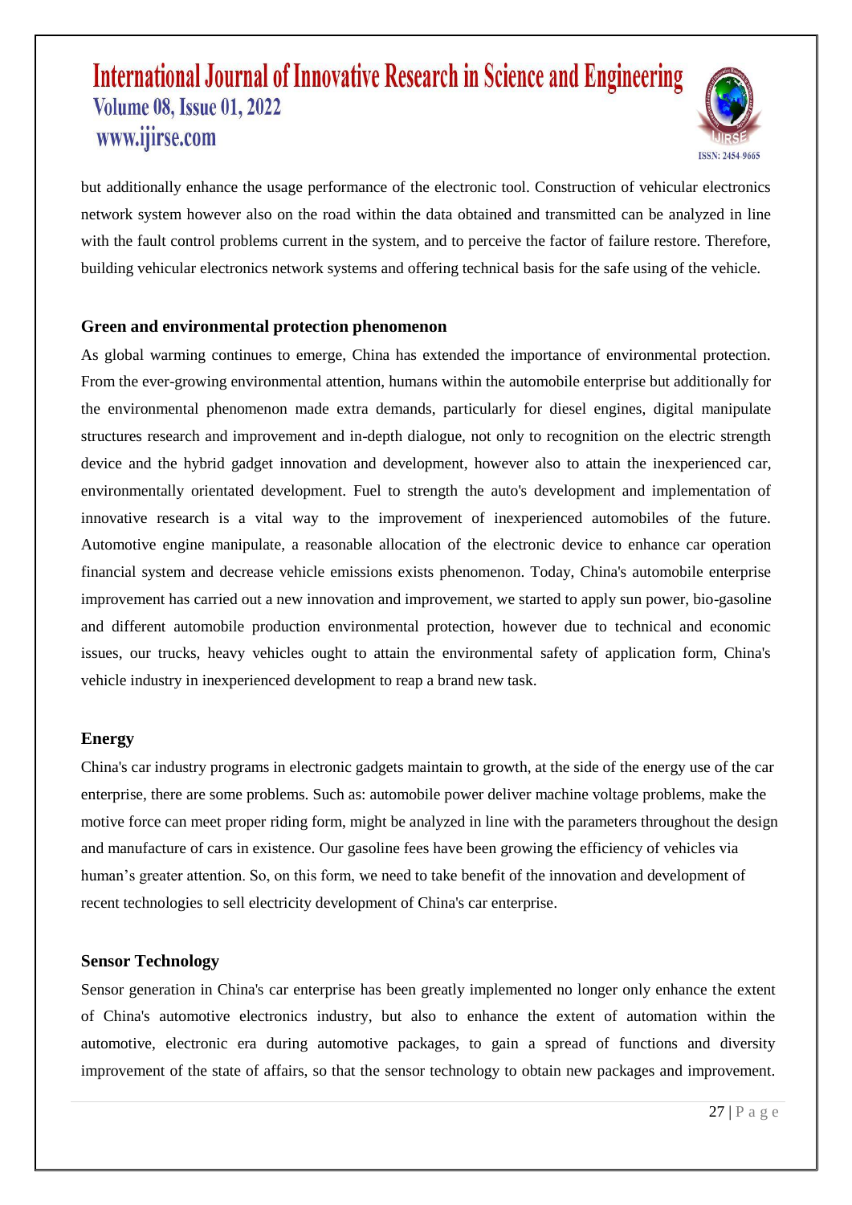but additionally enhance the usage performance of the electronic tool. Construction of vehicular electronics network system however also on the road within the data obtained and transmitted can be analyzed in line with the fault control problems current in the system, and to perceive the factor of failure restore. Therefore, building vehicular electronics network systems and offering technical basis for the safe using of the vehicle.

### Green and environmental protection phenomenon

As global warming continues to emerge, China has extended the importance of environmental protection. From the ever-growing environmental attention, humans within the automobile enterprise but additionally for the environmental phenomenon made extra demands, particularly for diesel engines, digital manipulate structures research and improvement and in-depth dialogue, not only to recognition on the electric strength device and the hybrid gadget innovation and development, however also to attain the inexperienced car, environmentally orientated development. Fuel to strength the auto's development and implementation of innovative research is a vital way to the improvement of inexperienced automobiles of the future. Automotive engine manipulate, a reasonable allocation of the electronic device to enhance car operation financial system and decrease vehicle emissions exists phenomenon. Today, China's automobile enterprise improvement has carried out a new innovation and improvement, we started to apply sun power, bio-gasoline and different automobile production environmental protection, however due to technical and economic issues, our trucks, heavy vehicles ought to attain the environmental safety of application form, China's vehicle industry in inexperienced development to reap a brand new task.

### Energy

China's car industry programs in electronic gadgets maintain to growth, at the side of the energy use of the car enterprise, there are some problems. Such as: automobile power deliver machine voltage problems, make the motive force can meet proper riding form, might be analyzed in line with the parameters throughout the design and manufacture of cars in existence. Our gasoline fees have been growing the efficiency of vehicles via human's greater attention. So, on this form, we need to take benefit of the innovation and development of recent technologies to sell electricity development of China's car enterprise.

### Sensor Technology

Sensor generation in China's car enterprise has been greatly implemented no longer only enhance the extent of China's automotive electronics industry, but also to enhance the extent of automation within the automotive, electronic era during automotive packages, to gain a spread of functions and diversity improvement of the state of affairs, so that the sensor technology to obtain new packages and improvement.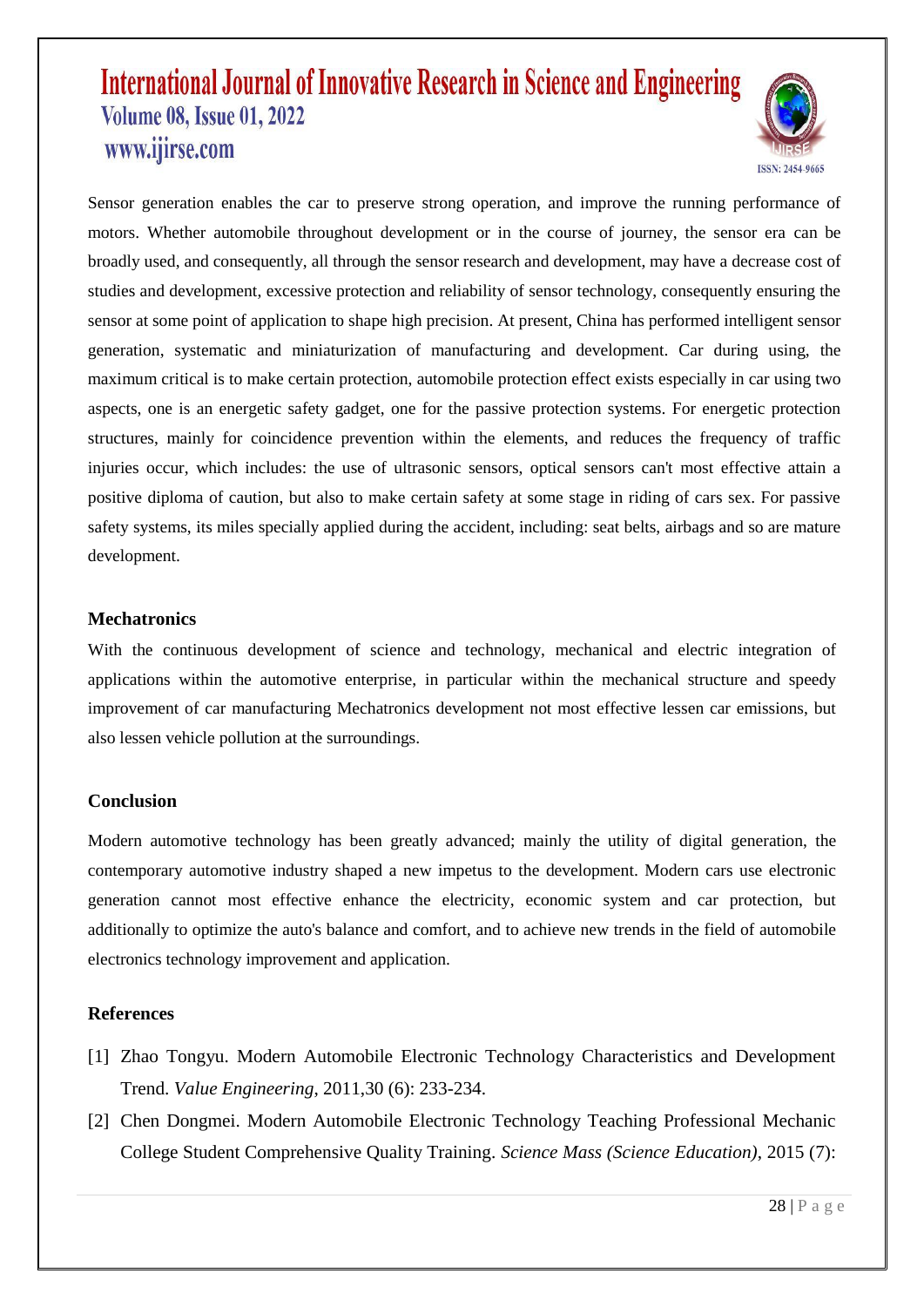Sensor generation enables the car to preserve strong operation, and improve the running performance of motors. Whether automobile throughout development or in the course of journey, the sensor era can be broadly used, and consequently, all through the sensor research and development, may have a decrease cost of studies and development, excessive protection and reliability of sensor technology, consequently ensuring the sensor at some point of application to shape high precision. At present, China has performed intelligent sensor generation, systematic and miniaturization of manufacturing and development. Car during using, the maximum critical is to make certain protection, automobile protection effect exists especially in car using two aspects, one is an energetic safety gadget, one for the passive protection systems. For energetic protection structures, mainly for coincidence prevention within the elements, and reduces the frequency of traffic injuries occur, which includes: the use of ultrasonic sensors, optical sensors can't most effective attain a positive diploma of caution, but also to make certain safety at some stage in riding of cars sex. For passive safety systems, its miles specially applied during the accident, including: seat belts, airbags and so are mature development.

## Mechatronics

With the continuous development of science and technology, mechanical and electric integration of applications within the automotive enterprise, in particular within the mechanical structure and speedy improvement of car manufacturing Mechatronics development not most effective lessen car emissions, but also lessen vehicle pollution at the surroundings.

## Conclusion

Modern automotive technology has been greatly advanced; mainly the utility of digital generation, the contemporary automotive industry shaped a new impetus to the development. Modern cars use electronic generation cannot most effective enhance the electricity, economic system and car protection, but additionally to optimize the auto's balance and comfort, and to achieve new trends in the field of automobile electronics technology improvement and application.

## References

[1] Zhao Tongyu. Modern Automobile Electronic Technology Characteristics and Development Trend. *Value Engineering*, 2011,30 (6): 233-234.

[2] Chen Dongmei. Modern Automobile Electronic Technology Teaching Professional Mechanic College Student Comprehensive Quality Training. *Science Mass (Science Education)*, 2015 (7):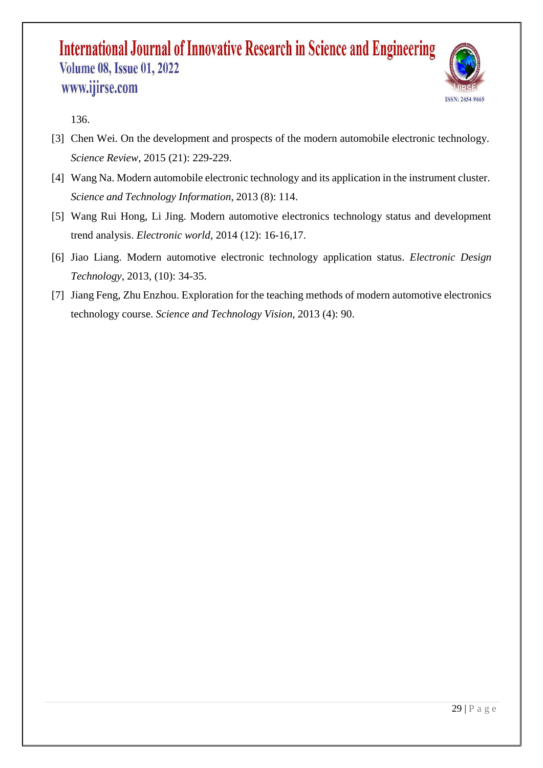136.

[3] Chen Wei. On the development and prospects of the modern automobile electronic technology. *Science Review*, 2015 (21): 229-229.

[4] Wang Na. Modern automobile electronic technology and its application in the instrument cluster. *Science and Technology Information*, 2013 (8): 114.

[5] Wang Rui Hong, Li Jing. Modern automotive electronics technology status and development trend analysis. *Electronic world*, 2014 (12): 16-16,17.

[6] Jiao Liang. Modern automotive electronic technology application status. *Electronic Design Technology*, 2013, (10): 34-35.

[7] Jiang Feng, Zhu Enzhou. Exploration for the teaching methods of modern automotive electronics technology course. *Science and Technology Vision*, 2013 (4): 90.